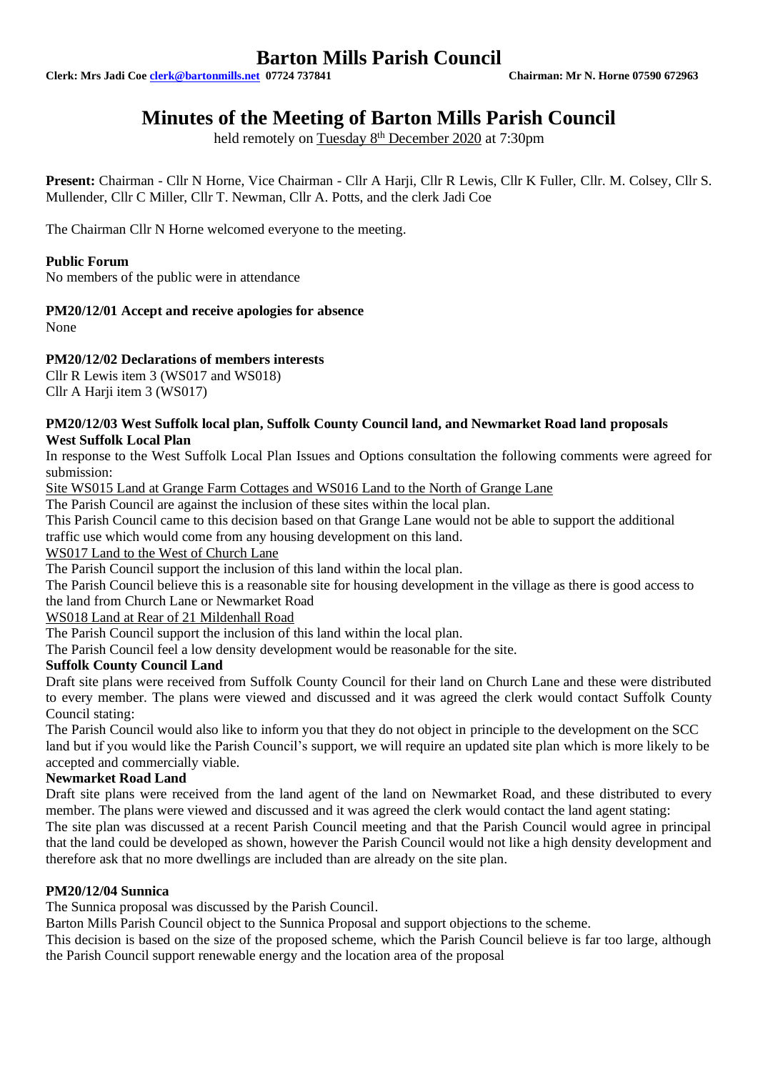# Barton Mills Parish Council

**Clerk: Mrs Jadi Coe clerk@bartonmills.net 07724 737841** **Chairman: Mr N. Horne 07590 672963**

# Minutes of the Meeting of Barton Mills Parish Council

held remotely on Tuesday 8th December 2020 at 7:30pm

**Present:** Chairman - Cllr N Horne, Vice Chairman - Cllr A Harji, Cllr R Lewis, Cllr K Fuller, Cllr. M. Colsey, Cllr S. Mullender, Cllr C Miller, Cllr T. Newman, Cllr A. Potts, and the clerk Jadi Coe

The Chairman Cllr N Horne welcomed everyone to the meeting.

**Public Forum**
No members of the public were in attendance

**PM20/12/01 Accept and receive apologies for absence**
None

**PM20/12/02 Declarations of members interests**
Cllr R Lewis item 3 (WS017 and WS018)
Cllr A Harji item 3 (WS017)

**PM20/12/03 West Suffolk local plan, Suffolk County Council land, and Newmarket Road land proposals**
**West Suffolk Local Plan**

In response to the West Suffolk Local Plan Issues and Options consultation the following comments were agreed for submission:

Site WS015 Land at Grange Farm Cottages and WS016 Land to the North of Grange Lane

The Parish Council are against the inclusion of these sites within the local plan.
This Parish Council came to this decision based on that Grange Lane would not be able to support the additional traffic use which would come from any housing development on this land.

WS017 Land to the West of Church Lane

The Parish Council support the inclusion of this land within the local plan.
The Parish Council believe this is a reasonable site for housing development in the village as there is good access to the land from Church Lane or Newmarket Road

WS018 Land at Rear of 21 Mildenhall Road

The Parish Council support the inclusion of this land within the local plan.
The Parish Council feel a low density development would be reasonable for the site.

**Suffolk County Council Land**

Draft site plans were received from Suffolk County Council for their land on Church Lane and these were distributed to every member. The plans were viewed and discussed and it was agreed the clerk would contact Suffolk County Council stating:

The Parish Council would also like to inform you that they do not object in principle to the development on the SCC land but if you would like the Parish Council's support, we will require an updated site plan which is more likely to be accepted and commercially viable.

**Newmarket Road Land**

Draft site plans were received from the land agent of the land on Newmarket Road, and these distributed to every member. The plans were viewed and discussed and it was agreed the clerk would contact the land agent stating:

The site plan was discussed at a recent Parish Council meeting and that the Parish Council would agree in principal that the land could be developed as shown, however the Parish Council would not like a high density development and therefore ask that no more dwellings are included than are already on the site plan.

**PM20/12/04 Sunnica**

The Sunnica proposal was discussed by the Parish Council.
Barton Mills Parish Council object to the Sunnica Proposal and support objections to the scheme.
This decision is based on the size of the proposed scheme, which the Parish Council believe is far too large, although the Parish Council support renewable energy and the location area of the proposal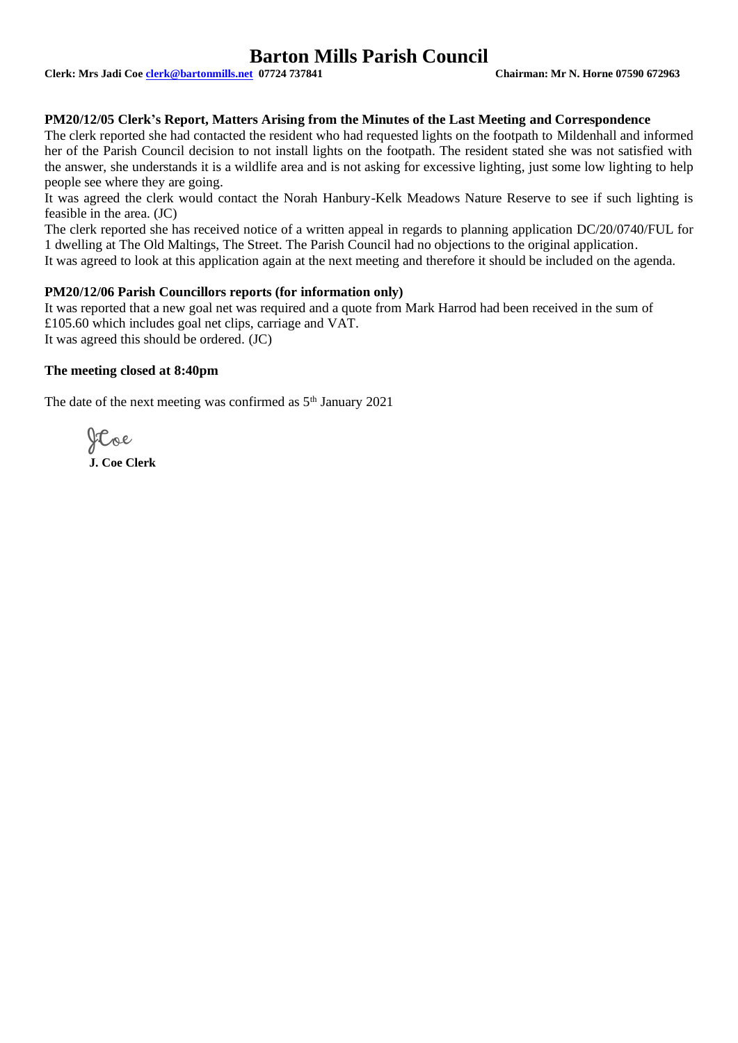# Barton Mills Parish Council

**Clerk: Mrs Jadi Coe clerk@bartonmills.net 07724 737841** **Chairman: Mr N. Horne 07590 672963**

**PM20/12/05 Clerk's Report, Matters Arising from the Minutes of the Last Meeting and Correspondence**

The clerk reported she had contacted the resident who had requested lights on the footpath to Mildenhall and informed her of the Parish Council decision to not install lights on the footpath. The resident stated she was not satisfied with the answer, she understands it is a wildlife area and is not asking for excessive lighting, just some low lighting to help people see where they are going.

It was agreed the clerk would contact the Norah Hanbury-Kelk Meadows Nature Reserve to see if such lighting is feasible in the area. (JC)

The clerk reported she has received notice of a written appeal in regards to planning application DC/20/0740/FUL for 1 dwelling at The Old Maltings, The Street. The Parish Council had no objections to the original application.

It was agreed to look at this application again at the next meeting and therefore it should be included on the agenda.

**PM20/12/06 Parish Councillors reports (for information only)**

It was reported that a new goal net was required and a quote from Mark Harrod had been received in the sum of £105.60 which includes goal net clips, carriage and VAT.

It was agreed this should be ordered. (JC)

**The meeting closed at 8:40pm**

The date of the next meeting was confirmed as 5th January 2021

JCoe

**J. Coe Clerk**